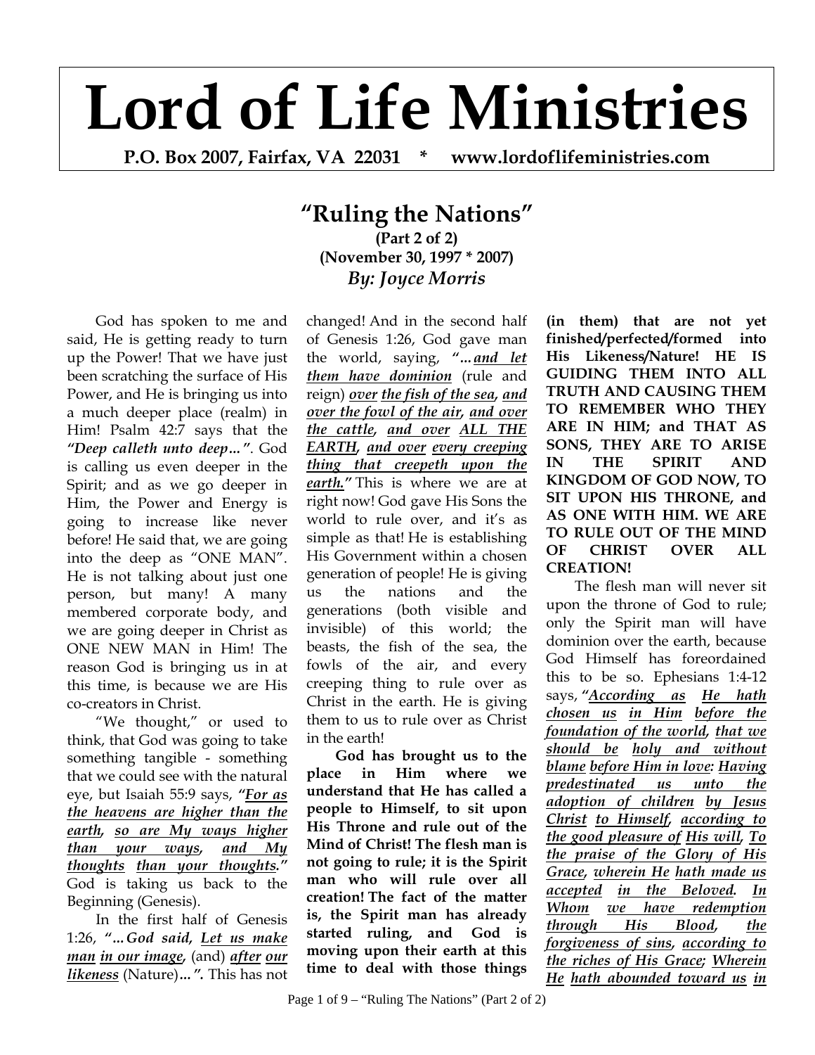# Lord of Life Ministries

**P.O. Box 2007, Fairfax, VA 22031 * www.lordoflifeministries.com**

## "Ruling the Nations"

**(Part 2 of 2)**
**(November 30, 1997 * 2007)**
***By: Joyce Morris***

God has spoken to me and said, He is getting ready to turn up the Power! That we have just been scratching the surface of His Power, and He is bringing us into a much deeper place (realm) in Him! Psalm 42:7 says that the ***"Deep calleth unto deep…"***. God is calling us even deeper in the Spirit; and as we go deeper in Him, the Power and Energy is going to increase like never before! He said that, we are going into the deep as "ONE MAN". He is not talking about just one person, but many! A many membered corporate body, and we are going deeper in Christ as ONE NEW MAN in Him! The reason God is bringing us in at this time, is because we are His co-creators in Christ.

"We thought," or used to think, that God was going to take something tangible - something that we could see with the natural eye, but Isaiah 55:9 says, ***"<u>For as the heavens are higher than the earth</u>, <u>so are My ways higher than your ways</u>, <u>and My thoughts</u> <u>than your thoughts</u>."*** God is taking us back to the Beginning (Genesis).

In the first half of Genesis 1:26, ***"…God said, <u>Let us make man</u> <u>in our image</u>,*** (and) ***<u>after</u> <u>our likeness</u>*** (Nature)***…".*** This has not changed! And in the second half of Genesis 1:26, God gave man the world, saying, ***"…<u>and let them have dominion</u>*** (rule and reign) ***<u>over</u> <u>the fish of the sea</u>, <u>and over the fowl of the air</u>, <u>and over the cattle</u>, <u>and over</u> <u>ALL THE EARTH</u>, <u>and over</u> <u>every creeping thing that creepeth upon the earth.</u>"*** This is where we are at right now! God gave His Sons the world to rule over, and it's as simple as that! He is establishing His Government within a chosen generation of people! He is giving us the nations and the generations (both visible and invisible) of this world; the beasts, the fish of the sea, the fowls of the air, and every creeping thing to rule over as Christ in the earth. He is giving them to us to rule over as Christ in the earth!

**God has brought us to the place in Him where we understand that He has called a people to Himself, to sit upon His Throne and rule out of the Mind of Christ! The flesh man is not going to rule; it is the Spirit man who will rule over all creation! The fact of the matter is, the Spirit man has already started ruling, and God is moving upon their earth at this time to deal with those things (in them) that are not yet finished/perfected/formed into His Likeness/Nature! HE IS GUIDING THEM INTO ALL TRUTH AND CAUSING THEM TO REMEMBER WHO THEY ARE IN HIM; and THAT AS SONS, THEY ARE TO ARISE IN THE SPIRIT AND KINGDOM OF GOD NOW, TO SIT UPON HIS THRONE, and AS ONE WITH HIM. WE ARE TO RULE OUT OF THE MIND OF CHRIST OVER ALL CREATION!**

The flesh man will never sit upon the throne of God to rule; only the Spirit man will have dominion over the earth, because God Himself has foreordained this to be so. Ephesians 1:4-12 says, ***"<u>According as</u> <u>He hath chosen us</u> <u>in Him</u> <u>before the foundation of the world</u>, <u>that we should be</u> <u>holy and without blame</u> <u>before Him in love</u>: <u>Having predestinated us unto the adoption of children</u> <u>by Jesus Christ</u> <u>to Himself</u>, <u>according to the good pleasure of</u> <u>His will</u>, <u>To the praise of the Glory of His Grace</u>, <u>wherein He</u> <u>hath made us accepted</u> <u>in the Beloved</u>. <u>In Whom</u> <u>we have redemption through His Blood</u>, <u>the forgiveness of sins</u>, <u>according to the riches of His Grace</u>; <u>Wherein He</u> <u>hath abounded toward us</u> <u>in</u>***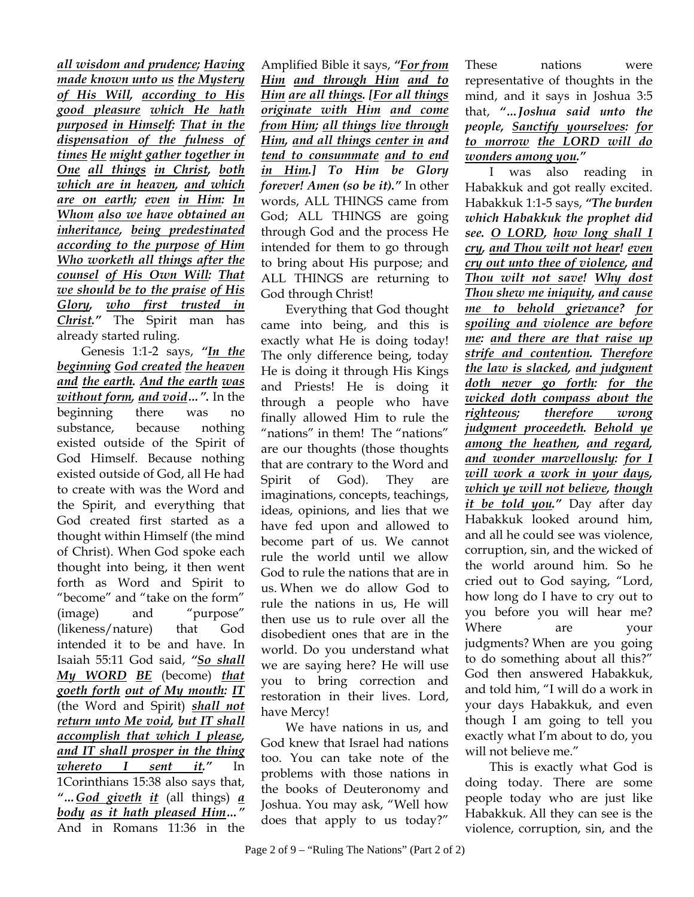***all wisdom and prudence; Having made known unto us the Mystery of His Will, according to His good pleasure which He hath purposed in Himself: That in the dispensation of the fulness of times He might gather together in One all things in Christ, both which are in heaven, and which are on earth; even in Him: In Whom also we have obtained an inheritance, being predestinated according to the purpose of Him Who worketh all things after the counsel of His Own Will: That we should be to the praise of His Glory, who first trusted in Christ."*** The Spirit man has already started ruling.

Genesis 1:1-2 says, ***"In the beginning God created the heaven and the earth. And the earth was without form, and void…".*** In the beginning there was no substance, because nothing existed outside of the Spirit of God Himself. Because nothing existed outside of God, all He had to create with was the Word and the Spirit, and everything that God created first started as a thought within Himself (the mind of Christ). When God spoke each thought into being, it then went forth as Word and Spirit to "become" and "take on the form" (image) and "purpose" (likeness/nature) that God intended it to be and have. In Isaiah 55:11 God said, ***"So shall My WORD BE*** (become) ***that goeth forth out of My mouth: IT*** (the Word and Spirit) ***shall not return unto Me void, but IT shall accomplish that which I please, and IT shall prosper in the thing whereto I sent it."*** In 1Corinthians 15:38 also says that, ***"…God giveth it*** (all things) ***a body as it hath pleased Him…"*** And in Romans 11:36 in the Amplified Bible it says, ***"For from Him and through Him and to Him are all things. [For all things originate with Him and come from Him; all things live through Him, and all things center in and tend to consummate and to end in Him.] To Him be Glory forever! Amen (so be it)."*** In other words, ALL THINGS came from God; ALL THINGS are going through God and the process He intended for them to go through to bring about His purpose; and ALL THINGS are returning to God through Christ!

Everything that God thought came into being, and this is exactly what He is doing today! The only difference being, today He is doing it through His Kings and Priests! He is doing it through a people who have finally allowed Him to rule the "nations" in them! The "nations" are our thoughts (those thoughts that are contrary to the Word and Spirit of God). They are imaginations, concepts, teachings, ideas, opinions, and lies that we have fed upon and allowed to become part of us. We cannot rule the world until we allow God to rule the nations that are in us. When we do allow God to rule the nations in us, He will then use us to rule over all the disobedient ones that are in the world. Do you understand what we are saying here? He will use you to bring correction and restoration in their lives. Lord, have Mercy!

We have nations in us, and God knew that Israel had nations too. You can take note of the problems with those nations in the books of Deuteronomy and Joshua. You may ask, "Well how does that apply to us today?" These nations were representative of thoughts in the mind, and it says in Joshua 3:5 that, ***"…Joshua said unto the people, Sanctify yourselves: for to morrow the LORD will do wonders among you."***

I was also reading in Habakkuk and got really excited. Habakkuk 1:1-5 says, ***"The burden which Habakkuk the prophet did see. O LORD, how long shall I cry, and Thou wilt not hear! even cry out unto thee of violence, and Thou wilt not save! Why dost Thou shew me iniquity, and cause me to behold grievance? for spoiling and violence are before me: and there are that raise up strife and contention. Therefore the law is slacked, and judgment doth never go forth: for the wicked doth compass about the righteous; therefore wrong judgment proceedeth. Behold ye among the heathen, and regard, and wonder marvellously: for I will work a work in your days, which ye will not believe, though it be told you."*** Day after day Habakkuk looked around him, and all he could see was violence, corruption, sin, and the wicked of the world around him. So he cried out to God saying, "Lord, how long do I have to cry out to you before you will hear me? Where are your judgments? When are you going to do something about all this?" God then answered Habakkuk, and told him, "I will do a work in your days Habakkuk, and even though I am going to tell you exactly what I'm about to do, you will not believe me."

This is exactly what God is doing today. There are some people today who are just like Habakkuk. All they can see is the violence, corruption, sin, and the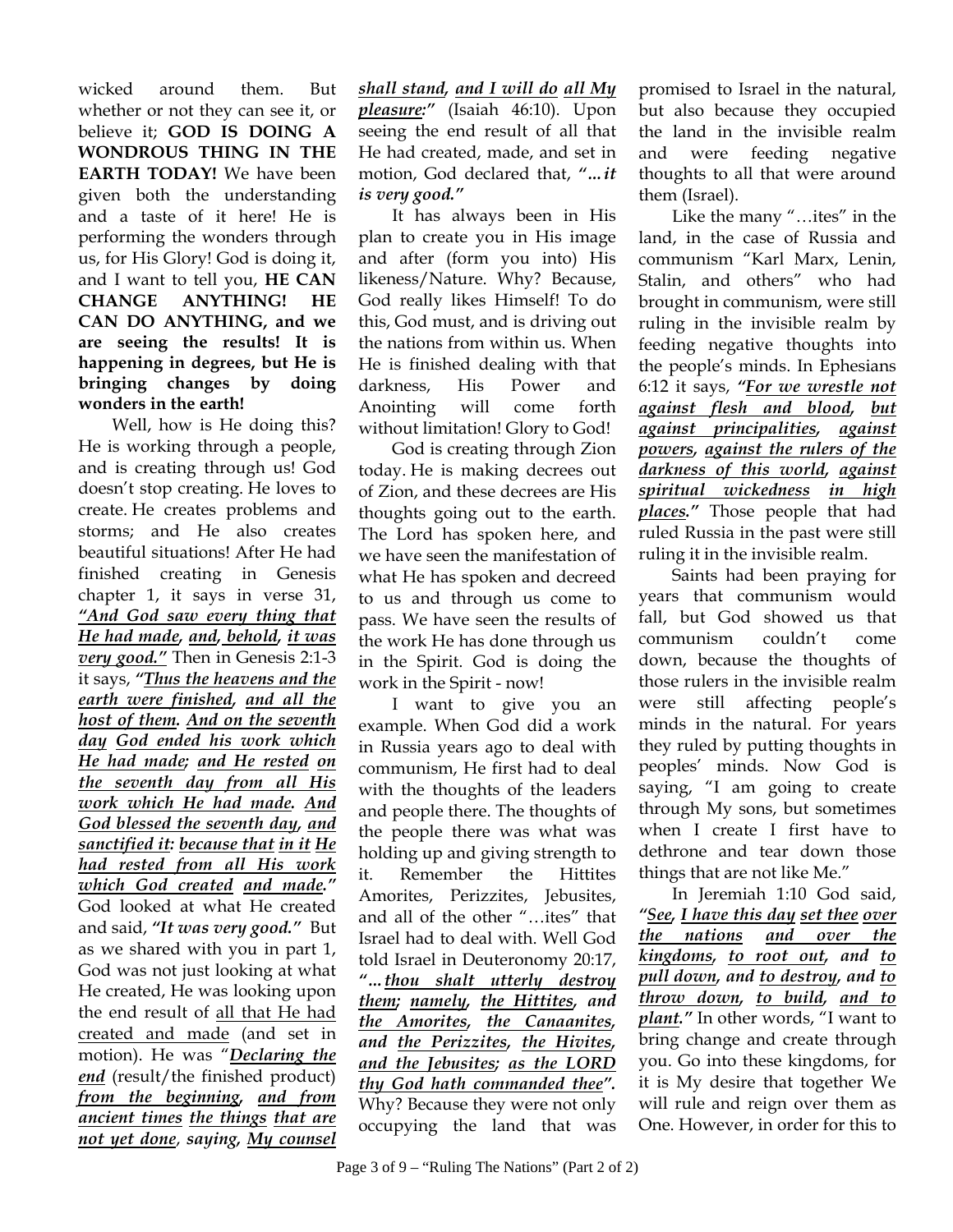wicked around them. But whether or not they can see it, or believe it; **GOD IS DOING A WONDROUS THING IN THE EARTH TODAY!** We have been given both the understanding and a taste of it here! He is performing the wonders through us, for His Glory! God is doing it, and I want to tell you, **HE CAN CHANGE ANYTHING! HE CAN DO ANYTHING, and we are seeing the results! It is happening in degrees, but He is bringing changes by doing wonders in the earth!**

Well, how is He doing this? He is working through a people, and is creating through us! God doesn't stop creating. He loves to create. He creates problems and storms; and He also creates beautiful situations! After He had finished creating in Genesis chapter 1, it says in verse 31, ***"And God saw every thing that He had made, and, behold, it was very good."*** Then in Genesis 2:1-3 it says, ***"Thus the heavens and the earth were finished, and all the host of them. And on the seventh day God ended his work which He had made; and He rested on the seventh day from all His work which He had made. And God blessed the seventh day, and sanctified it: because that in it He had rested from all His work which God created and made."*** God looked at what He created and said, ***"It was very good."*** But as we shared with you in part 1, God was not just looking at what He created, He was looking upon the end result of all that He had created and made (and set in motion). He was "***Declaring the end*** (result/the finished product) ***from the beginning, and from ancient times the things that are not yet done, saying, My counsel shall stand, and I will do all My pleasure:"*** (Isaiah 46:10). Upon seeing the end result of all that He had created, made, and set in motion, God declared that, ***"...it is very good."***

It has always been in His plan to create you in His image and after (form you into) His likeness/Nature. Why? Because, God really likes Himself! To do this, God must, and is driving out the nations from within us. When He is finished dealing with that darkness, His Power and Anointing will come forth without limitation! Glory to God!

God is creating through Zion today. He is making decrees out of Zion, and these decrees are His thoughts going out to the earth. The Lord has spoken here, and we have seen the manifestation of what He has spoken and decreed to us and through us come to pass. We have seen the results of the work He has done through us in the Spirit. God is doing the work in the Spirit - now!

I want to give you an example. When God did a work in Russia years ago to deal with communism, He first had to deal with the thoughts of the leaders and people there. The thoughts of the people there was what was holding up and giving strength to it. Remember the Hittites Amorites, Perizzites, Jebusites, and all of the other "…ites" that Israel had to deal with. Well God told Israel in Deuteronomy 20:17, ***"...thou shalt utterly destroy them; namely, the Hittites, and the Amorites, the Canaanites, and the Perizzites, the Hivites, and the Jebusites; as the LORD thy God hath commanded thee".*** Why? Because they were not only occupying the land that was promised to Israel in the natural, but also because they occupied the land in the invisible realm and were feeding negative thoughts to all that were around them (Israel).

Like the many "…ites" in the land, in the case of Russia and communism "Karl Marx, Lenin, Stalin, and others" who had brought in communism, were still ruling in the invisible realm by feeding negative thoughts into the people's minds. In Ephesians 6:12 it says, ***"For we wrestle not against flesh and blood, but against principalities, against powers, against the rulers of the darkness of this world, against spiritual wickedness in high places."*** Those people that had ruled Russia in the past were still ruling it in the invisible realm.

Saints had been praying for years that communism would fall, but God showed us that communism couldn't come down, because the thoughts of those rulers in the invisible realm were still affecting people's minds in the natural. For years they ruled by putting thoughts in peoples' minds. Now God is saying, "I am going to create through My sons, but sometimes when I create I first have to dethrone and tear down those things that are not like Me."

In Jeremiah 1:10 God said, ***"See, I have this day set thee over the nations and over the kingdoms, to root out, and to pull down, and to destroy, and to throw down, to build, and to plant."*** In other words, "I want to bring change and create through you. Go into these kingdoms, for it is My desire that together We will rule and reign over them as One. However, in order for this to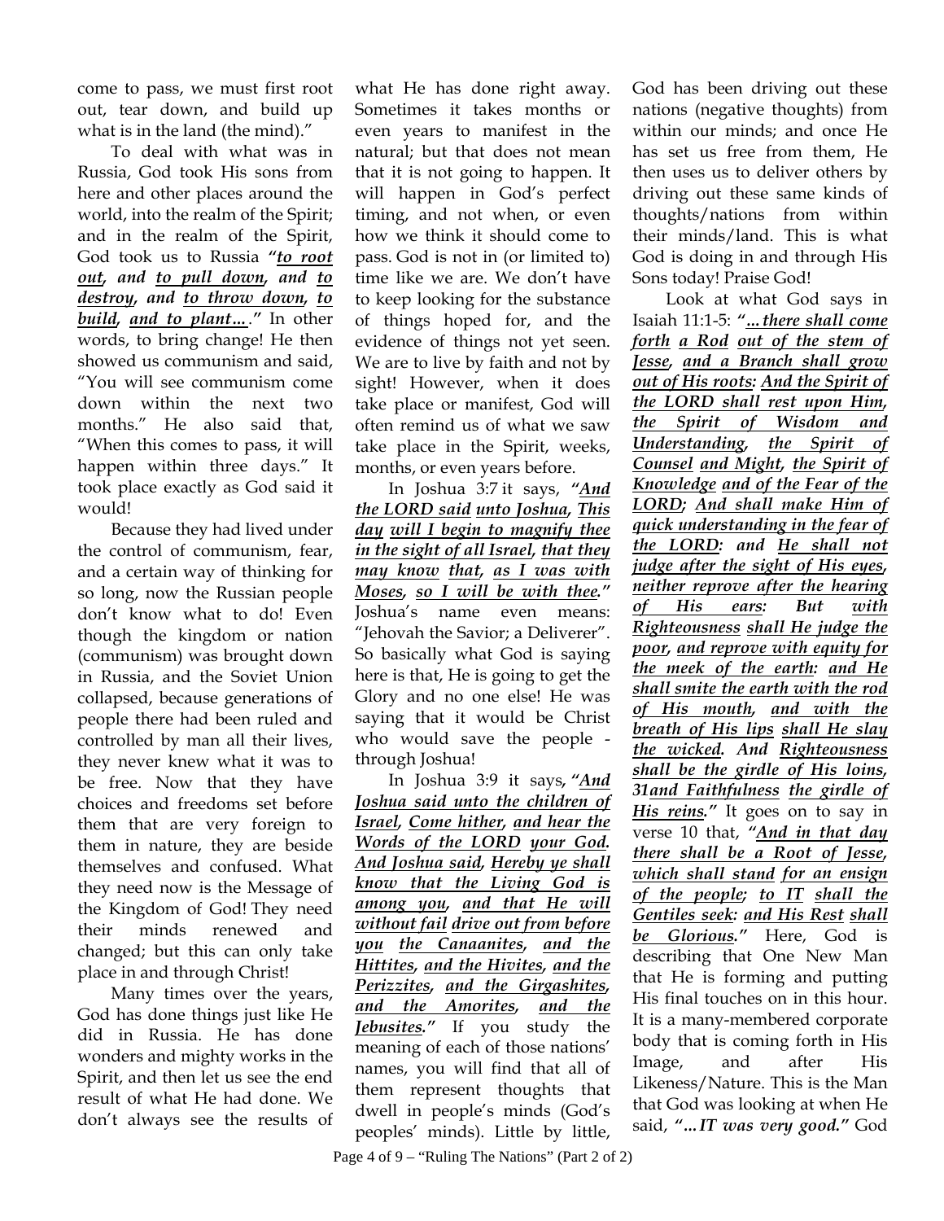come to pass, we must first root out, tear down, and build up what is in the land (the mind)."

To deal with what was in Russia, God took His sons from here and other places around the world, into the realm of the Spirit; and in the realm of the Spirit, God took us to Russia ***"to root out, and to pull down, and to destroy, and to throw down, to build, and to plant…."*** In other words, to bring change! He then showed us communism and said, "You will see communism come down within the next two months." He also said that, "When this comes to pass, it will happen within three days." It took place exactly as God said it would!

Because they had lived under the control of communism, fear, and a certain way of thinking for so long, now the Russian people don't know what to do! Even though the kingdom or nation (communism) was brought down in Russia, and the Soviet Union collapsed, because generations of people there had been ruled and controlled by man all their lives, they never knew what it was to be free. Now that they have choices and freedoms set before them that are very foreign to them in nature, they are beside themselves and confused. What they need now is the Message of the Kingdom of God! They need their minds renewed and changed; but this can only take place in and through Christ!

Many times over the years, God has done things just like He did in Russia. He has done wonders and mighty works in the Spirit, and then let us see the end result of what He had done. We don't always see the results of what He has done right away. Sometimes it takes months or even years to manifest in the natural; but that does not mean that it is not going to happen. It will happen in God's perfect timing, and not when, or even how we think it should come to pass. God is not in (or limited to) time like we are. We don't have to keep looking for the substance of things hoped for, and the evidence of things not yet seen. We are to live by faith and not by sight! However, when it does take place or manifest, God will often remind us of what we saw take place in the Spirit, weeks, months, or even years before.

In Joshua 3:7 it says, ***"And the LORD said unto Joshua, This day will I begin to magnify thee in the sight of all Israel, that they may know that, as I was with Moses, so I will be with thee."*** Joshua's name even means: "Jehovah the Savior; a Deliverer". So basically what God is saying here is that, He is going to get the Glory and no one else! He was saying that it would be Christ who would save the people - through Joshua!

In Joshua 3:9 it says, ***"And Joshua said unto the children of Israel, Come hither, and hear the Words of the LORD your God. And Joshua said, Hereby ye shall know that the Living God is among you, and that He will without fail drive out from before you the Canaanites, and the Hittites, and the Hivites, and the Perizzites, and the Girgashites, and the Amorites, and the Jebusites."*** If you study the meaning of each of those nations' names, you will find that all of them represent thoughts that dwell in people's minds (God's peoples' minds). Little by little, God has been driving out these nations (negative thoughts) from within our minds; and once He has set us free from them, He then uses us to deliver others by driving out these same kinds of thoughts/nations from within their minds/land. This is what God is doing in and through His Sons today! Praise God!

Look at what God says in Isaiah 11:1-5: ***"…there shall come forth a Rod out of the stem of Jesse, and a Branch shall grow out of His roots: And the Spirit of the LORD shall rest upon Him, the Spirit of Wisdom and Understanding, the Spirit of Counsel and Might, the Spirit of Knowledge and of the Fear of the LORD; And shall make Him of quick understanding in the fear of the LORD: and He shall not judge after the sight of His eyes, neither reprove after the hearing of His ears: But with Righteousness shall He judge the poor, and reprove with equity for the meek of the earth: and He shall smite the earth with the rod of His mouth, and with the breath of His lips shall He slay the wicked. And Righteousness shall be the girdle of His loins, 31and Faithfulness the girdle of His reins."*** It goes on to say in verse 10 that, ***"And in that day there shall be a Root of Jesse, which shall stand for an ensign of the people; to IT shall the Gentiles seek: and His Rest shall be Glorious."*** Here, God is describing that One New Man that He is forming and putting His final touches on in this hour. It is a many-membered corporate body that is coming forth in His Image, and after His Likeness/Nature. This is the Man that God was looking at when He said, ***"…IT was very good."*** God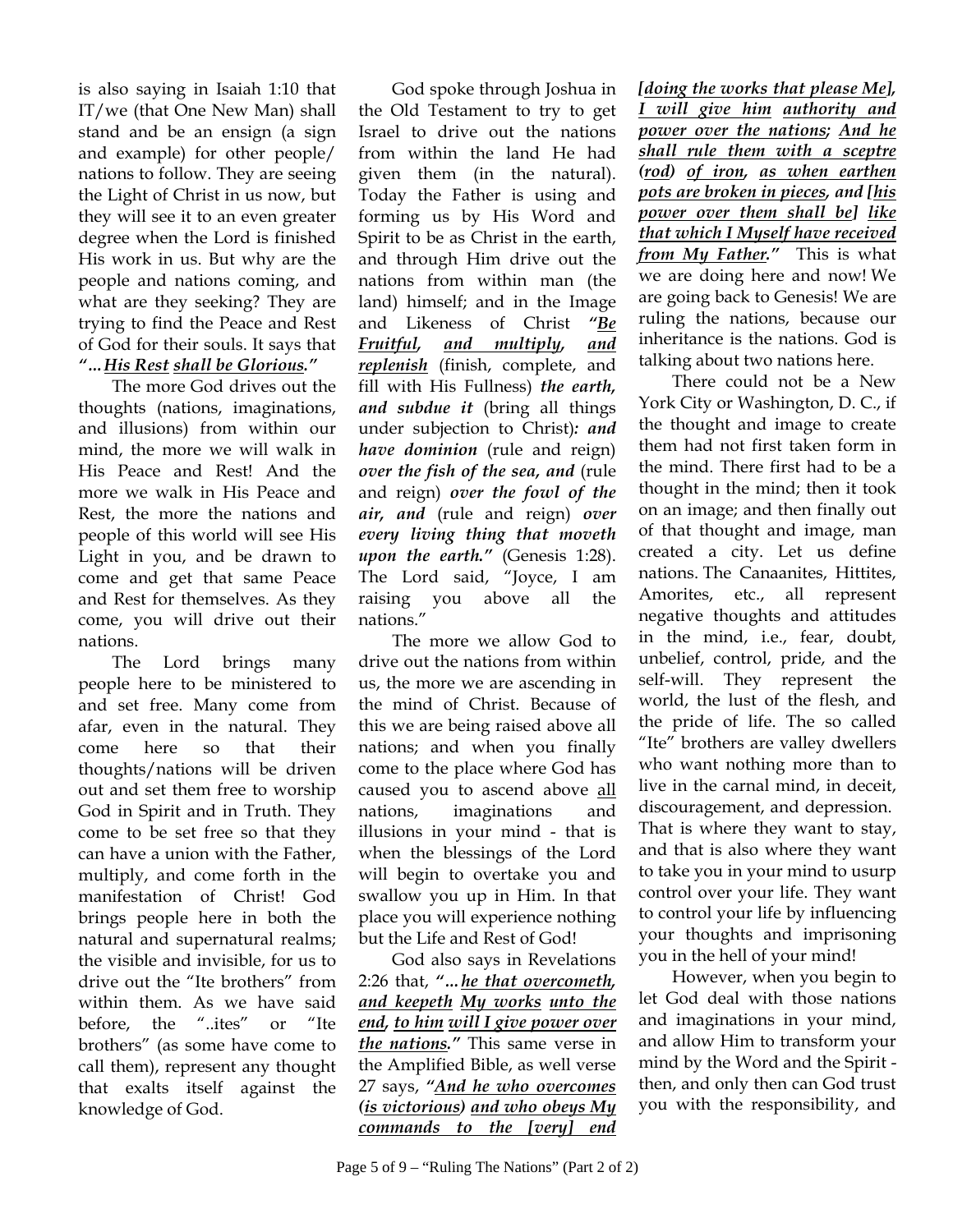is also saying in Isaiah 1:10 that IT/we (that One New Man) shall stand and be an ensign (a sign and example) for other people/ nations to follow. They are seeing the Light of Christ in us now, but they will see it to an even greater degree when the Lord is finished His work in us. But why are the people and nations coming, and what are they seeking? They are trying to find the Peace and Rest of God for their souls. It says that ***"…*** ***His Rest*** ***shall be Glorious."***

The more God drives out the thoughts (nations, imaginations, and illusions) from within our mind, the more we will walk in His Peace and Rest! And the more we walk in His Peace and Rest, the more the nations and people of this world will see His Light in you, and be drawn to come and get that same Peace and Rest for themselves. As they come, you will drive out their nations.

The Lord brings many people here to be ministered to and set free. Many come from afar, even in the natural. They come here so that their thoughts/nations will be driven out and set them free to worship God in Spirit and in Truth. They come to be set free so that they can have a union with the Father, multiply, and come forth in the manifestation of Christ! God brings people here in both the natural and supernatural realms; the visible and invisible, for us to drive out the "Ite brothers" from within them. As we have said before, the "..ites" or "Ite brothers" (as some have come to call them), represent any thought that exalts itself against the knowledge of God.

God spoke through Joshua in the Old Testament to try to get Israel to drive out the nations from within the land He had given them (in the natural). Today the Father is using and forming us by His Word and Spirit to be as Christ in the earth, and through Him drive out the nations from within man (the land) himself; and in the Image and Likeness of Christ ***"Be Fruitful, and multiply, and replenish*** (finish, complete, and fill with His Fullness) ***the earth, and subdue it*** (bring all things under subjection to Christ)***: and have dominion*** (rule and reign) ***over the fish of the sea, and*** (rule and reign) ***over the fowl of the air, and*** (rule and reign) ***over every living thing that moveth upon the earth."*** (Genesis 1:28). The Lord said, "Joyce, I am raising you above all the nations."

The more we allow God to drive out the nations from within us, the more we are ascending in the mind of Christ. Because of this we are being raised above all nations; and when you finally come to the place where God has caused you to ascend above all nations, imaginations and illusions in your mind - that is when the blessings of the Lord will begin to overtake you and swallow you up in Him. In that place you will experience nothing but the Life and Rest of God!

God also says in Revelations 2:26 that, ***"…he that overcometh, and keepeth My works unto the end, to him will I give power over the nations."*** This same verse in the Amplified Bible, as well verse 27 says, ***"And he who overcomes (is victorious) and who obeys My commands to the [very] end [doing the works that please Me], I will give him authority and power over the nations; And he shall rule them with a sceptre (rod) of iron, as when earthen pots are broken in pieces, and [his power over them shall be] like that which I Myself have received from My Father."*** This is what we are doing here and now! We are going back to Genesis! We are ruling the nations, because our inheritance is the nations. God is talking about two nations here.

There could not be a New York City or Washington, D. C., if the thought and image to create them had not first taken form in the mind. There first had to be a thought in the mind; then it took on an image; and then finally out of that thought and image, man created a city. Let us define nations. The Canaanites, Hittites, Amorites, etc., all represent negative thoughts and attitudes in the mind, i.e., fear, doubt, unbelief, control, pride, and the self-will. They represent the world, the lust of the flesh, and the pride of life. The so called "Ite" brothers are valley dwellers who want nothing more than to live in the carnal mind, in deceit, discouragement, and depression. That is where they want to stay, and that is also where they want to take you in your mind to usurp control over your life. They want to control your life by influencing your thoughts and imprisoning you in the hell of your mind!

However, when you begin to let God deal with those nations and imaginations in your mind, and allow Him to transform your mind by the Word and the Spirit - then, and only then can God trust you with the responsibility, and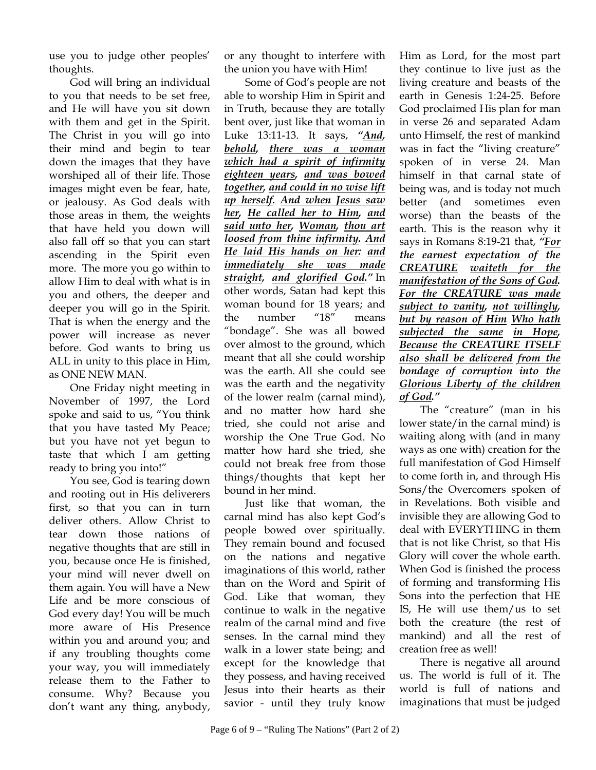use you to judge other peoples' thoughts.

God will bring an individual to you that needs to be set free, and He will have you sit down with them and get in the Spirit. The Christ in you will go into their mind and begin to tear down the images that they have worshiped all of their life. Those images might even be fear, hate, or jealousy. As God deals with those areas in them, the weights that have held you down will also fall off so that you can start ascending in the Spirit even more. The more you go within to allow Him to deal with what is in you and others, the deeper and deeper you will go in the Spirit. That is when the energy and the power will increase as never before. God wants to bring us ALL in unity to this place in Him, as ONE NEW MAN.

One Friday night meeting in November of 1997, the Lord spoke and said to us, "You think that you have tasted My Peace; but you have not yet begun to taste that which I am getting ready to bring you into!"

You see, God is tearing down and rooting out in His deliverers first, so that you can in turn deliver others. Allow Christ to tear down those nations of negative thoughts that are still in you, because once He is finished, your mind will never dwell on them again. You will have a New Life and be more conscious of God every day! You will be much more aware of His Presence within you and around you; and if any troubling thoughts come your way, you will immediately release them to the Father to consume. Why? Because you don't want any thing, anybody, or any thought to interfere with the union you have with Him!

Some of God's people are not able to worship Him in Spirit and in Truth, because they are totally bent over, just like that woman in Luke 13:11-13. It says, ***"<u>And</u>, <u>behold</u>, <u>there was a woman which had a spirit of infirmity eighteen years</u>, <u>and was bowed together</u>, <u>and could in no wise lift up herself</u>. <u>And when Jesus saw her</u>, <u>He called her to Him</u>, <u>and said unto her</u>, <u>Woman</u>, <u>thou art loosed from thine infirmity</u>. <u>And He laid His hands on her</u>: <u>and immediately she was made straight</u>, <u>and glorified God</u>."*** In other words, Satan had kept this woman bound for 18 years; and the number "18" means "bondage". She was all bowed over almost to the ground, which meant that all she could worship was the earth. All she could see was the earth and the negativity of the lower realm (carnal mind), and no matter how hard she tried, she could not arise and worship the One True God. No matter how hard she tried, she could not break free from those things/thoughts that kept her bound in her mind.

Just like that woman, the carnal mind has also kept God's people bowed over spiritually. They remain bound and focused on the nations and negative imaginations of this world, rather than on the Word and Spirit of God. Like that woman, they continue to walk in the negative realm of the carnal mind and five senses. In the carnal mind they walk in a lower state being; and except for the knowledge that they possess, and having received Jesus into their hearts as their savior - until they truly know Him as Lord, for the most part they continue to live just as the living creature and beasts of the earth in Genesis 1:24-25. Before God proclaimed His plan for man in verse 26 and separated Adam unto Himself, the rest of mankind was in fact the "living creature" spoken of in verse 24. Man himself in that carnal state of being was, and is today not much better (and sometimes even worse) than the beasts of the earth. This is the reason why it says in Romans 8:19-21 that, ***"<u>For the earnest expectation of the CREATURE</u> <u>waiteth for the manifestation of the Sons of God</u>. <u>For the CREATURE was made subject to vanity</u>, <u>not willingly</u>, <u>but by reason of Him</u> <u>Who hath subjected the same</u> <u>in Hope</u>, <u>Because</u> <u>the CREATURE ITSELF also shall be delivered</u> <u>from the bondage</u> <u>of corruption</u> <u>into the Glorious Liberty of the children of God</u>."***

The "creature" (man in his lower state/in the carnal mind) is waiting along with (and in many ways as one with) creation for the full manifestation of God Himself to come forth in, and through His Sons/the Overcomers spoken of in Revelations. Both visible and invisible they are allowing God to deal with EVERYTHING in them that is not like Christ, so that His Glory will cover the whole earth. When God is finished the process of forming and transforming His Sons into the perfection that HE IS, He will use them/us to set both the creature (the rest of mankind) and all the rest of creation free as well!

There is negative all around us. The world is full of it. The world is full of nations and imaginations that must be judged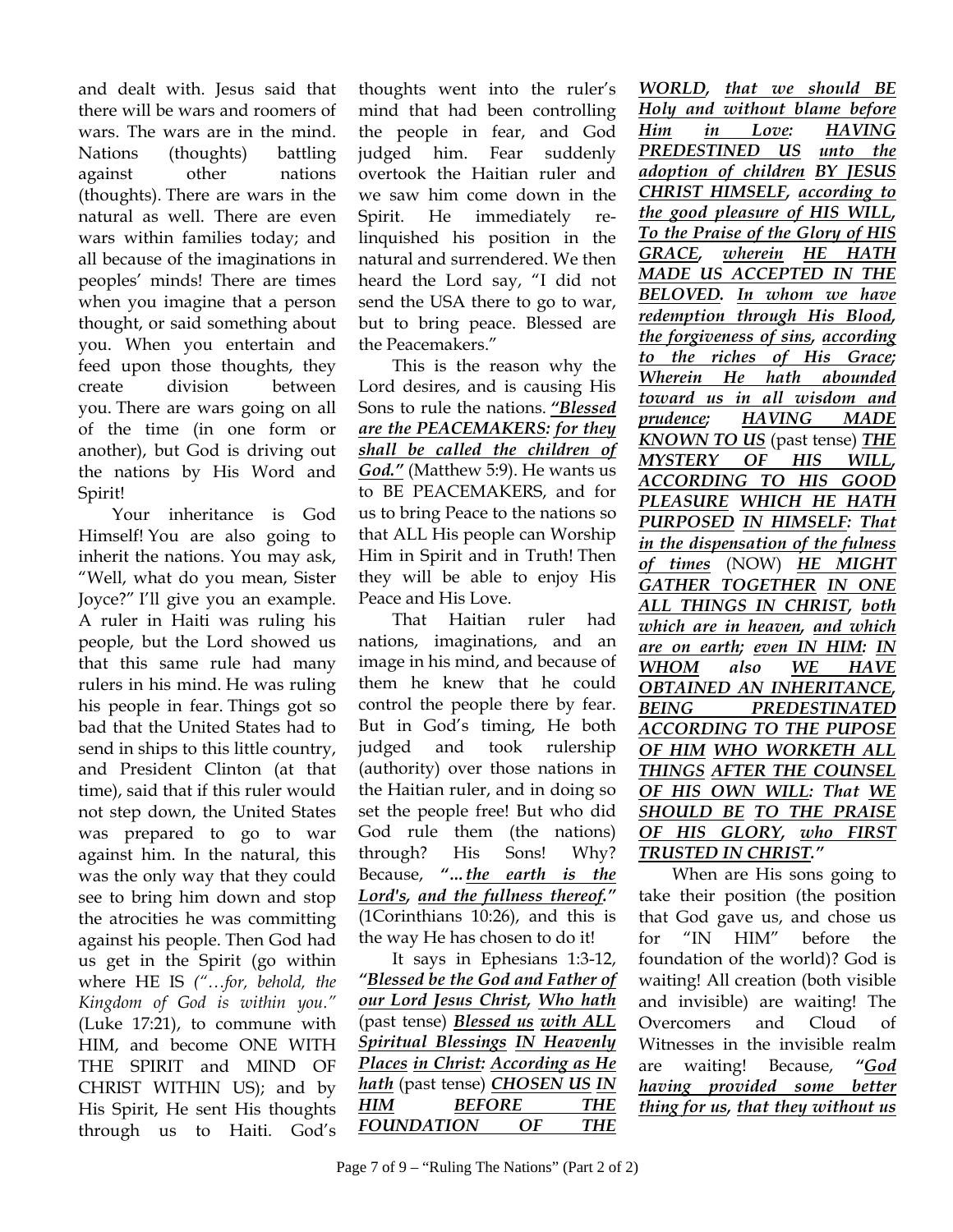and dealt with. Jesus said that there will be wars and roomers of wars. The wars are in the mind. Nations (thoughts) battling against other nations (thoughts). There are wars in the natural as well. There are even wars within families today; and all because of the imaginations in peoples' minds! There are times when you imagine that a person thought, or said something about you. When you entertain and feed upon those thoughts, they create division between you. There are wars going on all of the time (in one form or another), but God is driving out the nations by His Word and Spirit!

Your inheritance is God Himself! You are also going to inherit the nations. You may ask, "Well, what do you mean, Sister Joyce?" I'll give you an example. A ruler in Haiti was ruling his people, but the Lord showed us that this same rule had many rulers in his mind. He was ruling his people in fear. Things got so bad that the United States had to send in ships to this little country, and President Clinton (at that time), said that if this ruler would not step down, the United States was prepared to go to war against him. In the natural, this was the only way that they could see to bring him down and stop the atrocities he was committing against his people. Then God had us get in the Spirit (go within where HE IS *("…for, behold, the Kingdom of God is within you."* (Luke 17:21), to commune with HIM, and become ONE WITH THE SPIRIT and MIND OF CHRIST WITHIN US); and by His Spirit, He sent His thoughts through us to Haiti. God's thoughts went into the ruler's mind that had been controlling the people in fear, and God judged him. Fear suddenly overtook the Haitian ruler and we saw him come down in the Spirit. He immediately re-linquished his position in the natural and surrendered. We then heard the Lord say, "I did not send the USA there to go to war, but to bring peace. Blessed are the Peacemakers."

This is the reason why the Lord desires, and is causing His Sons to rule the nations. ***"Blessed are the PEACEMAKERS: for they shall be called the children of God."*** (Matthew 5:9). He wants us to BE PEACEMAKERS, and for us to bring Peace to the nations so that ALL His people can Worship Him in Spirit and in Truth! Then they will be able to enjoy His Peace and His Love.

That Haitian ruler had nations, imaginations, and an image in his mind, and because of them he knew that he could control the people there by fear. But in God's timing, He both judged and took rulership (authority) over those nations in the Haitian ruler, and in doing so set the people free! But who did God rule them (the nations) through? His Sons! Why? Because, ***"…the earth is the Lord's, and the fullness thereof."*** (1Corinthians 10:26), and this is the way He has chosen to do it!

It says in Ephesians 1:3-12, ***"Blessed be the God and Father of our Lord Jesus Christ, Who hath*** (past tense) ***Blessed us with ALL Spiritual Blessings IN Heavenly Places in Christ: According as He hath*** (past tense) ***CHOSEN US IN HIM BEFORE THE FOUNDATION OF THE WORLD, that we should BE Holy and without blame before Him in Love: HAVING PREDESTINED US unto the adoption of children BY JESUS CHRIST HIMSELF, according to the good pleasure of HIS WILL, To the Praise of the Glory of HIS GRACE, wherein HE HATH MADE US ACCEPTED IN THE BELOVED. In whom we have redemption through His Blood, the forgiveness of sins, according to the riches of His Grace; Wherein He hath abounded toward us in all wisdom and prudence; HAVING MADE KNOWN TO US*** (past tense) ***THE MYSTERY OF HIS WILL, ACCORDING TO HIS GOOD PLEASURE WHICH HE HATH PURPOSED IN HIMSELF: That in the dispensation of the fulness of times*** (NOW) ***HE MIGHT GATHER TOGETHER IN ONE ALL THINGS IN CHRIST, both which are in heaven, and which are on earth; even IN HIM: IN WHOM also WE HAVE OBTAINED AN INHERITANCE, BEING PREDESTINATED ACCORDING TO THE PUPOSE OF HIM WHO WORKETH ALL THINGS AFTER THE COUNSEL OF HIS OWN WILL: That WE SHOULD BE TO THE PRAISE OF HIS GLORY, who FIRST TRUSTED IN CHRIST."***

When are His sons going to take their position (the position that God gave us, and chose us for "IN HIM" before the foundation of the world)? God is waiting! All creation (both visible and invisible) are waiting! The Overcomers and Cloud of Witnesses in the invisible realm are waiting! Because, ***"God having provided some better thing for us, that they without us***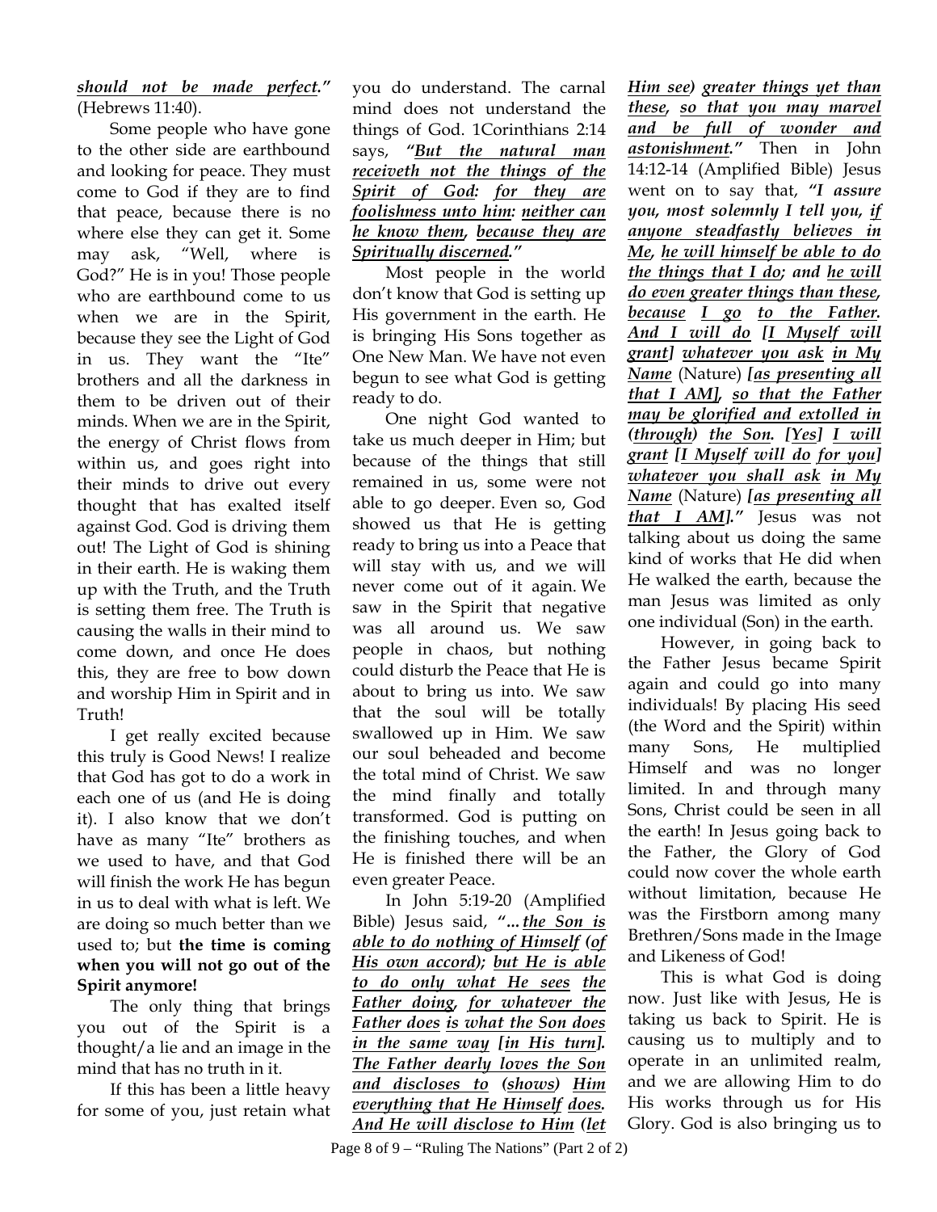***should not be made perfect.*"** (Hebrews 11:40).

Some people who have gone to the other side are earthbound and looking for peace. They must come to God if they are to find that peace, because there is no where else they can get it. Some may ask, "Well, where is God?" He is in you! Those people who are earthbound come to us when we are in the Spirit, because they see the Light of God in us. They want the "Ite" brothers and all the darkness in them to be driven out of their minds. When we are in the Spirit, the energy of Christ flows from within us, and goes right into their minds to drive out every thought that has exalted itself against God. God is driving them out! The Light of God is shining in their earth. He is waking them up with the Truth, and the Truth is setting them free. The Truth is causing the walls in their mind to come down, and once He does this, they are free to bow down and worship Him in Spirit and in Truth!

I get really excited because this truly is Good News! I realize that God has got to do a work in each one of us (and He is doing it). I also know that we don't have as many "Ite" brothers as we used to have, and that God will finish the work He has begun in us to deal with what is left. We are doing so much better than we used to; but **the time is coming when you will not go out of the Spirit anymore!**

The only thing that brings you out of the Spirit is a thought/a lie and an image in the mind that has no truth in it.

If this has been a little heavy for some of you, just retain what you do understand. The carnal mind does not understand the things of God. 1Corinthians 2:14 says, ***"But the natural man receiveth not the things of the Spirit of God: for they are foolishness unto him: neither can he know them, because they are Spiritually discerned."***

Most people in the world don't know that God is setting up His government in the earth. He is bringing His Sons together as One New Man. We have not even begun to see what God is getting ready to do.

One night God wanted to take us much deeper in Him; but because of the things that still remained in us, some were not able to go deeper. Even so, God showed us that He is getting ready to bring us into a Peace that will stay with us, and we will never come out of it again. We saw in the Spirit that negative was all around us. We saw people in chaos, but nothing could disturb the Peace that He is about to bring us into. We saw that the soul will be totally swallowed up in Him. We saw our soul beheaded and become the total mind of Christ. We saw the mind finally and totally transformed. God is putting on the finishing touches, and when He is finished there will be an even greater Peace.

In John 5:19-20 (Amplified Bible) Jesus said, ***"…the Son is able to do nothing of Himself (of His own accord); but He is able to do only what He sees the Father doing, for whatever the Father does is what the Son does in the same way [in His turn]. The Father dearly loves the Son and discloses to (shows) Him everything that He Himself does. And He will disclose to Him (let Him see) greater things yet than these, so that you may marvel and be full of wonder and astonishment."*** Then in John 14:12-14 (Amplified Bible) Jesus went on to say that, ***"I assure you, most solemnly I tell you, if anyone steadfastly believes in Me, he will himself be able to do the things that I do; and he will do even greater things than these, because I go to the Father. And I will do [I Myself will grant] whatever you ask in My Name*** (Nature) ***[as presenting all that I AM], so that the Father may be glorified and extolled in (through) the Son. [Yes] I will grant [I Myself will do for you] whatever you shall ask in My Name*** (Nature) ***[as presenting all that I AM]."*** Jesus was not talking about us doing the same kind of works that He did when He walked the earth, because the man Jesus was limited as only one individual (Son) in the earth.

However, in going back to the Father Jesus became Spirit again and could go into many individuals! By placing His seed (the Word and the Spirit) within many Sons, He multiplied Himself and was no longer limited. In and through many Sons, Christ could be seen in all the earth! In Jesus going back to the Father, the Glory of God could now cover the whole earth without limitation, because He was the Firstborn among many Brethren/Sons made in the Image and Likeness of God!

This is what God is doing now. Just like with Jesus, He is taking us back to Spirit. He is causing us to multiply and to operate in an unlimited realm, and we are allowing Him to do His works through us for His Glory. God is also bringing us to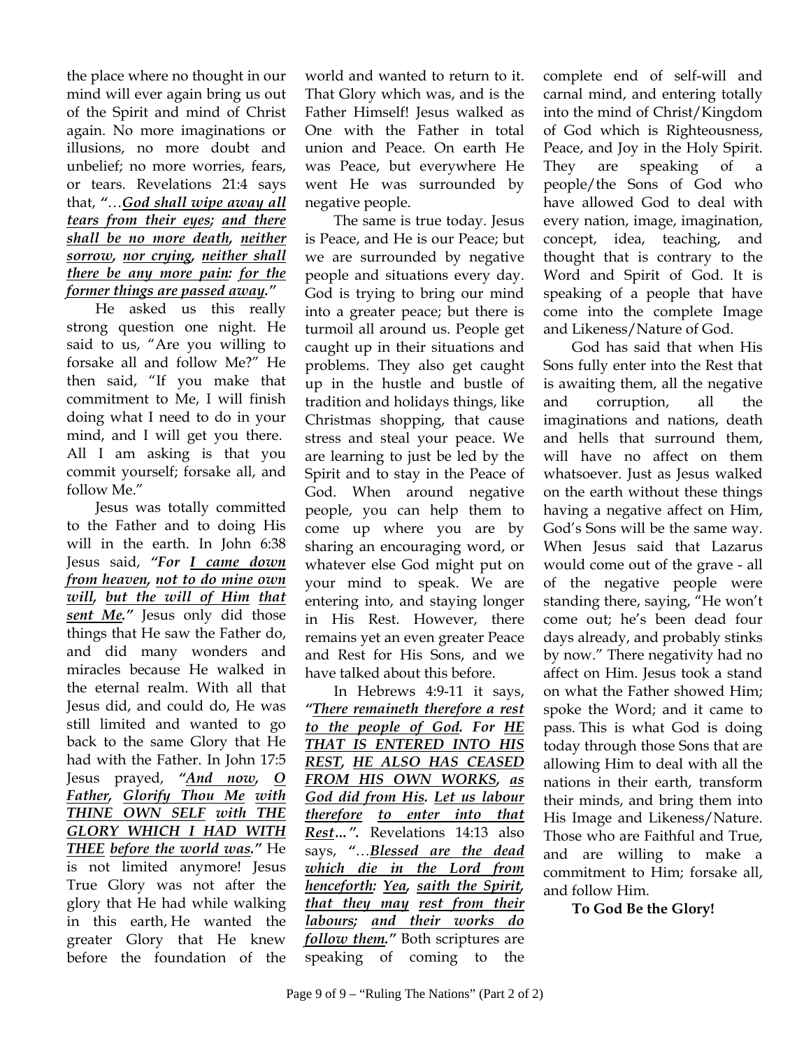the place where no thought in our mind will ever again bring us out of the Spirit and mind of Christ again. No more imaginations or illusions, no more doubt and unbelief; no more worries, fears, or tears. Revelations 21:4 says that, "…***God shall wipe away all tears from their eyes; and there shall be no more death, neither sorrow, nor crying, neither shall there be any more pain: for the former things are passed away.***"

He asked us this really strong question one night. He said to us, "Are you willing to forsake all and follow Me?" He then said, "If you make that commitment to Me, I will finish doing what I need to do in your mind, and I will get you there. All I am asking is that you commit yourself; forsake all, and follow Me."

Jesus was totally committed to the Father and to doing His will in the earth. In John 6:38 Jesus said, ***"For I came down from heaven, not to do mine own will, but the will of Him that sent Me."*** Jesus only did those things that He saw the Father do, and did many wonders and miracles because He walked in the eternal realm. With all that Jesus did, and could do, He was still limited and wanted to go back to the same Glory that He had with the Father. In John 17:5 Jesus prayed, ***"And now, O Father, Glorify Thou Me with THINE OWN SELF with THE GLORY WHICH I HAD WITH THEE before the world was."*** He is not limited anymore! Jesus True Glory was not after the glory that He had while walking in this earth, He wanted the greater Glory that He knew before the foundation of the world and wanted to return to it. That Glory which was, and is the Father Himself! Jesus walked as One with the Father in total union and Peace. On earth He was Peace, but everywhere He went He was surrounded by negative people.

The same is true today. Jesus is Peace, and He is our Peace; but we are surrounded by negative people and situations every day. God is trying to bring our mind into a greater peace; but there is turmoil all around us. People get caught up in their situations and problems. They also get caught up in the hustle and bustle of tradition and holidays things, like Christmas shopping, that cause stress and steal your peace. We are learning to just be led by the Spirit and to stay in the Peace of God. When around negative people, you can help them to come up where you are by sharing an encouraging word, or whatever else God might put on your mind to speak. We are entering into, and staying longer in His Rest. However, there remains yet an even greater Peace and Rest for His Sons, and we have talked about this before.

In Hebrews 4:9-11 it says, ***"There remaineth therefore a rest to the people of God. For HE THAT IS ENTERED INTO HIS REST, HE ALSO HAS CEASED FROM HIS OWN WORKS, as God did from His. Let us labour therefore to enter into that Rest…".*** Revelations 14:13 also says, "…***Blessed are the dead which die in the Lord from henceforth: Yea, saith the Spirit, that they may rest from their labours; and their works do follow them.***" Both scriptures are speaking of coming to the complete end of self-will and carnal mind, and entering totally into the mind of Christ/Kingdom of God which is Righteousness, Peace, and Joy in the Holy Spirit. They are speaking of a people/the Sons of God who have allowed God to deal with every nation, image, imagination, concept, idea, teaching, and thought that is contrary to the Word and Spirit of God. It is speaking of a people that have come into the complete Image and Likeness/Nature of God.

God has said that when His Sons fully enter into the Rest that is awaiting them, all the negative and corruption, all the imaginations and nations, death and hells that surround them, will have no affect on them whatsoever. Just as Jesus walked on the earth without these things having a negative affect on Him, God's Sons will be the same way. When Jesus said that Lazarus would come out of the grave - all of the negative people were standing there, saying, "He won't come out; he's been dead four days already, and probably stinks by now." There negativity had no affect on Him. Jesus took a stand on what the Father showed Him; spoke the Word; and it came to pass. This is what God is doing today through those Sons that are allowing Him to deal with all the nations in their earth, transform their minds, and bring them into His Image and Likeness/Nature. Those who are Faithful and True, and are willing to make a commitment to Him; forsake all, and follow Him.

**To God Be the Glory!**